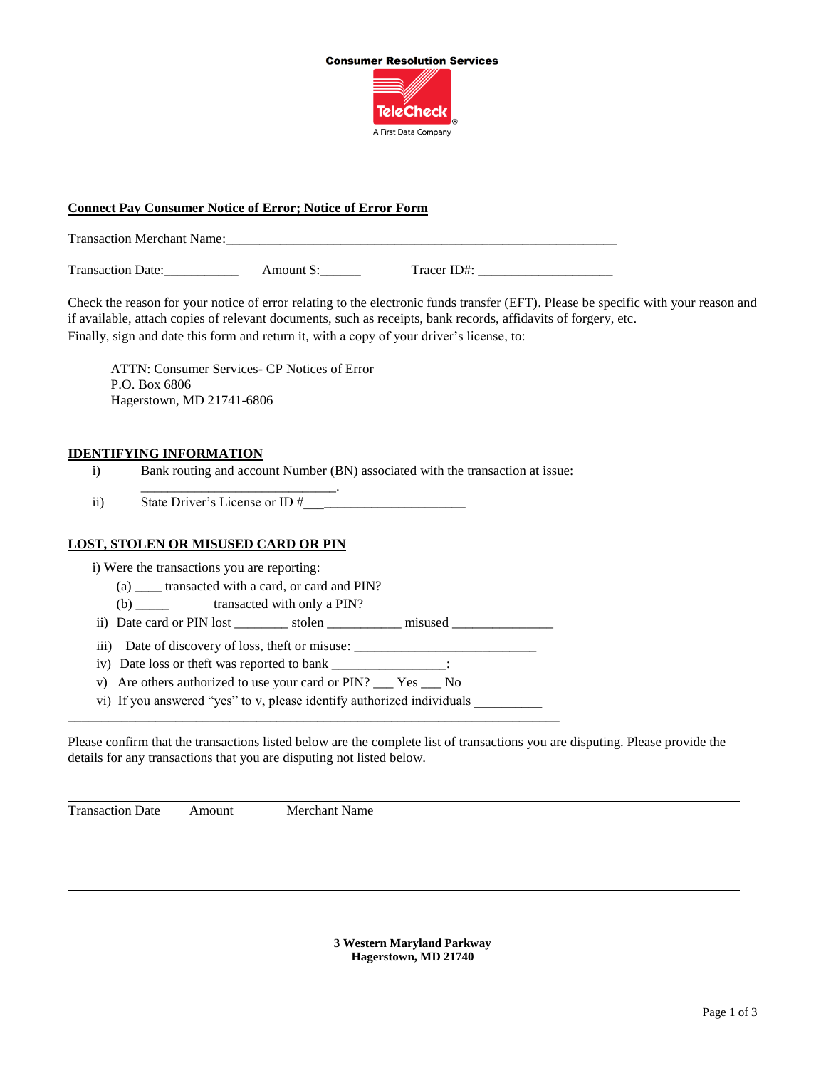Consumer Resolution Services

TeleCheck®
A First Data Company

**Connect Pay Consumer Notice of Error; Notice of Error Form**

Transaction Merchant Name:_____________________________________________________________

Transaction Date:___________ Amount $:______ Tracer ID#: ____________________

Check the reason for your notice of error relating to the electronic funds transfer (EFT). Please be specific with your reason and if available, attach copies of relevant documents, such as receipts, bank records, affidavits of forgery, etc.
Finally, sign and date this form and return it, with a copy of your driver's license, to:

ATTN: Consumer Services- CP Notices of Error
P.O. Box 6806
Hagerstown, MD 21741-6806

**IDENTIFYING INFORMATION**

i) Bank routing and account Number (BN) associated with the transaction at issue: ____________________________.

ii) State Driver's License or ID #________________________

**LOST, STOLEN OR MISUSED CARD OR PIN**

i) Were the transactions you are reporting:
   (a) ____ transacted with a card, or card and PIN?
   (b) _____ transacted with only a PIN?

ii) Date card or PIN lost ________ stolen ___________ misused _______________

iii) Date of discovery of loss, theft or misuse: ___________________________

iv) Date loss or theft was reported to bank _________________:

v) Are others authorized to use your card or PIN? ___ Yes ___ No

vi) If you answered "yes" to v, please identify authorized individuals __________
_____________________________________________________________________________

Please confirm that the transactions listed below are the complete list of transactions you are disputing. Please provide the details for any transactions that you are disputing not listed below.

| Transaction Date | Amount | Merchant Name |
| --- | --- | --- |
| | | |

**3 Western Maryland Parkway**
**Hagerstown, MD 21740**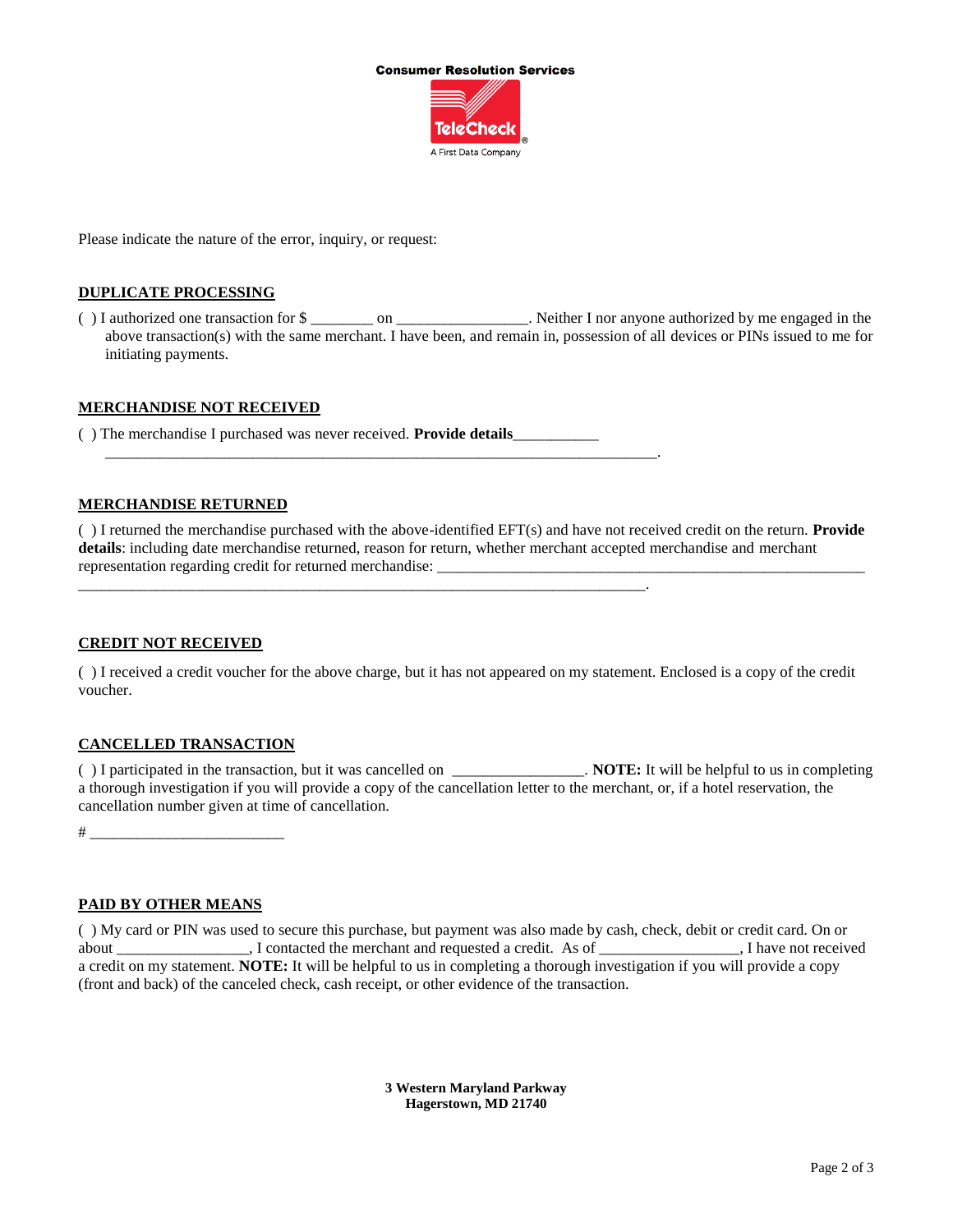**Consumer Resolution Services**

TeleCheck®
A First Data Company

Please indicate the nature of the error, inquiry, or request:

## DUPLICATE PROCESSING

( ) I authorized one transaction for $ ________ on ________________. Neither I nor anyone authorized by me engaged in the above transaction(s) with the same merchant. I have been, and remain in, possession of all devices or PINs issued to me for initiating payments.

## MERCHANDISE NOT RECEIVED

( ) The merchandise I purchased was never received. **Provide details**___________
__________________________________________________________________________.

## MERCHANDISE RETURNED

( ) I returned the merchandise purchased with the above-identified EFT(s) and have not received credit on the return. **Provide details**: including date merchandise returned, reason for return, whether merchant accepted merchandise and merchant representation regarding credit for returned merchandise: _________________________________________________________
__________________________________________________________________________.

## CREDIT NOT RECEIVED

( ) I received a credit voucher for the above charge, but it has not appeared on my statement. Enclosed is a copy of the credit voucher.

## CANCELLED TRANSACTION

( ) I participated in the transaction, but it was cancelled on ________________. **NOTE:** It will be helpful to us in completing a thorough investigation if you will provide a copy of the cancellation letter to the merchant, or, if a hotel reservation, the cancellation number given at time of cancellation.

# _________________________

## PAID BY OTHER MEANS

( ) My card or PIN was used to secure this purchase, but payment was also made by cash, check, debit or credit card. On or about _________________, I contacted the merchant and requested a credit. As of _________________, I have not received a credit on my statement. **NOTE:** It will be helpful to us in completing a thorough investigation if you will provide a copy (front and back) of the canceled check, cash receipt, or other evidence of the transaction.

**3 Western Maryland Parkway**
**Hagerstown, MD 21740**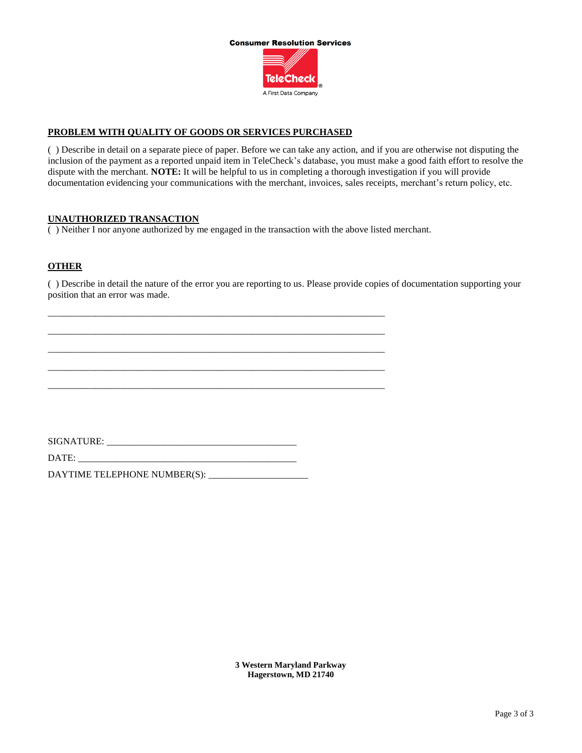**Consumer Resolution Services**

TeleCheck®
A First Data Company

**PROBLEM WITH QUALITY OF GOODS OR SERVICES PURCHASED**

( ) Describe in detail on a separate piece of paper. Before we can take any action, and if you are otherwise not disputing the inclusion of the payment as a reported unpaid item in TeleCheck's database, you must make a good faith effort to resolve the dispute with the merchant. **NOTE:** It will be helpful to us in completing a thorough investigation if you will provide documentation evidencing your communications with the merchant, invoices, sales receipts, merchant's return policy, etc.

**UNAUTHORIZED TRANSACTION**

( ) Neither I nor anyone authorized by me engaged in the transaction with the above listed merchant.

**OTHER**

( ) Describe in detail the nature of the error you are reporting to us. Please provide copies of documentation supporting your position that an error was made.

______________________________________________________________________________

______________________________________________________________________________

______________________________________________________________________________

______________________________________________________________________________

______________________________________________________________________________

SIGNATURE: ________________________________________

DATE: ______________________________________________

DAYTIME TELEPHONE NUMBER(S): ______________________

**3 Western Maryland Parkway**
**Hagerstown, MD 21740**